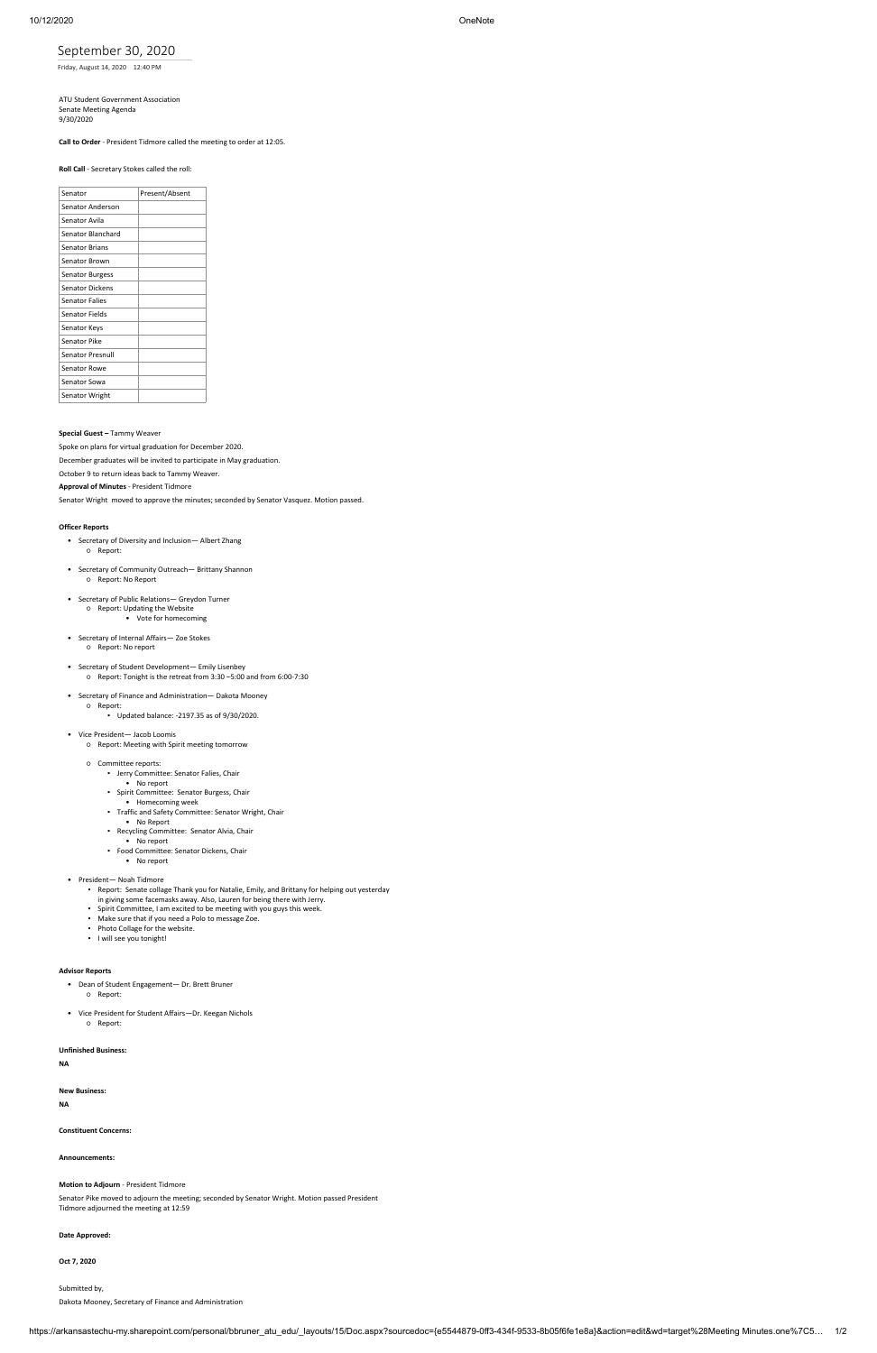# September 30, 2020

Friday, August 14, 2020 12:40 PM

ATU Student Government Association
Senate Meeting Agenda
9/30/2020

**Call to Order** - President Tidmore called the meeting to order at 12:05.

**Roll Call** - Secretary Stokes called the roll:

| Senator | Present/Absent |
|---|---|
| Senator Anderson | |
| Senator Avila | |
| Senator Blanchard | |
| Senator Brians | |
| Senator Brown | |
| Senator Burgess | |
| Senator Dickens | |
| Senator Falies | |
| Senator Fields | |
| Senator Keys | |
| Senator Pike | |
| Senator Presnull | |
| Senator Rowe | |
| Senator Sowa | |
| Senator Wright | |

**Special Guest –** Tammy Weaver

Spoke on plans for virtual graduation for December 2020.

December graduates will be invited to participate in May graduation.

October 9 to return ideas back to Tammy Weaver.

**Approval of Minutes** - President Tidmore

Senator Wright moved to approve the minutes; seconded by Senator Vasquez. Motion passed.

**Officer Reports**

- Secretary of Diversity and Inclusion— Albert Zhang
  - Report:
- Secretary of Community Outreach— Brittany Shannon
  - Report: No Report
- Secretary of Public Relations— Greydon Turner
  - Report: Updating the Website
    - Vote for homecoming
- Secretary of Internal Affairs— Zoe Stokes
  - Report: No report
- Secretary of Student Development— Emily Lisenbey
  - Report: Tonight is the retreat from 3:30 –5:00 and from 6:00-7:30
- Secretary of Finance and Administration— Dakota Mooney
  - Report:
    - Updated balance: -2197.35 as of 9/30/2020.
- Vice President— Jacob Loomis
  - Report: Meeting with Spirit meeting tomorrow
  - Committee reports:
    - Jerry Committee: Senator Falies, Chair
      - No report
    - Spirit Committee: Senator Burgess, Chair
      - Homecoming week
    - Traffic and Safety Committee: Senator Wright, Chair
      - No Report
    - Recycling Committee: Senator Alvia, Chair
      - No report
    - Food Committee: Senator Dickens, Chair
      - No report
- President— Noah Tidmore
  - Report: Senate collage Thank you for Natalie, Emily, and Brittany for helping out yesterday in giving some facemasks away. Also, Lauren for being there with Jerry.
  - Spirit Committee, I am excited to be meeting with you guys this week.
  - Make sure that if you need a Polo to message Zoe.
  - Photo Collage for the website.
  - I will see you tonight!

**Advisor Reports**

- Dean of Student Engagement— Dr. Brett Bruner
  - Report:
- Vice President for Student Affairs—Dr. Keegan Nichols
  - Report:

**Unfinished Business:**

**NA**

**New Business:**

**NA**

**Constituent Concerns:**

**Announcements:**

**Motion to Adjourn** - President Tidmore

Senator Pike moved to adjourn the meeting; seconded by Senator Wright. Motion passed President Tidmore adjourned the meeting at 12:59

**Date Approved:**

**Oct 7, 2020**

Submitted by,

Dakota Mooney, Secretary of Finance and Administration